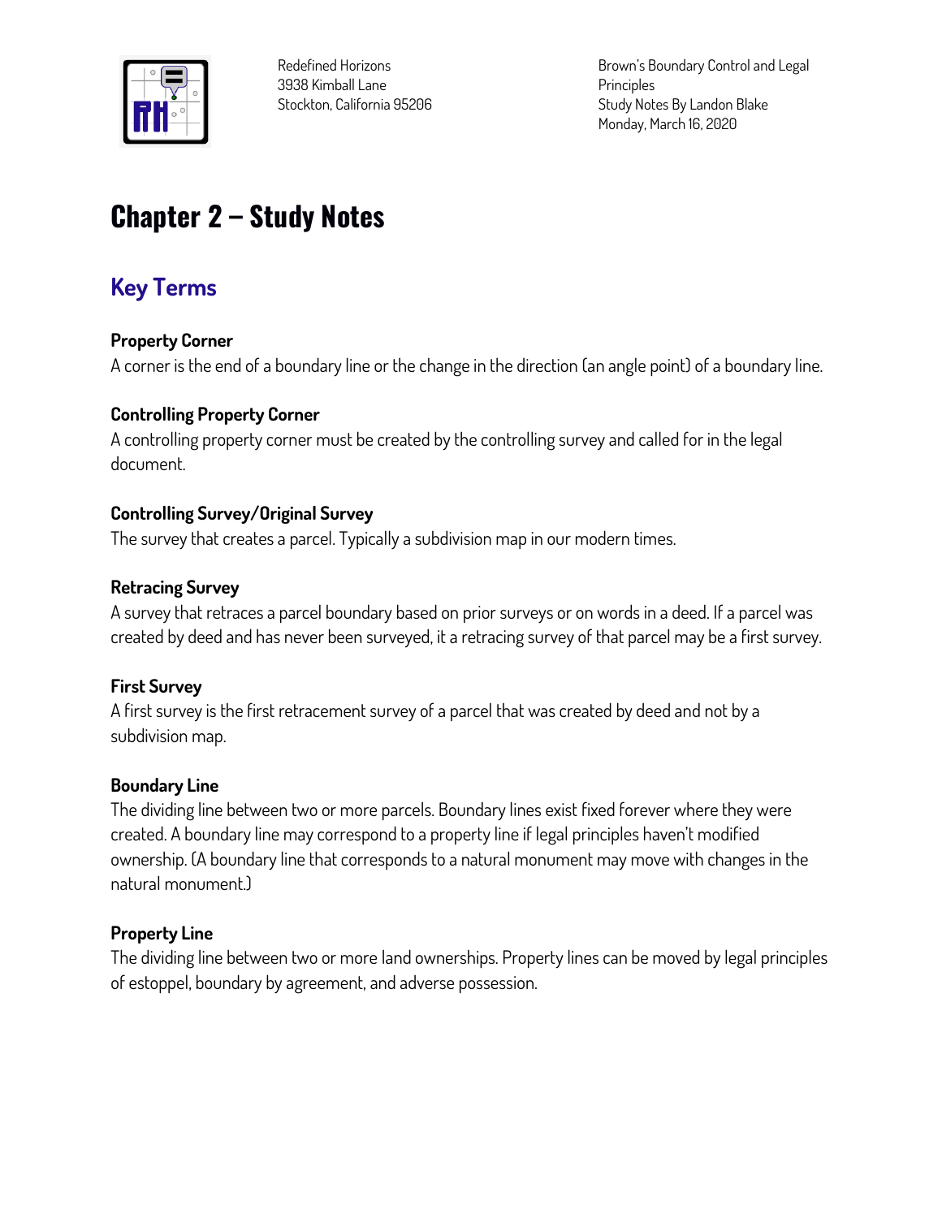Redefined Horizons
3938 Kimball Lane
Stockton, California 95206

Brown's Boundary Control and Legal Principles
Study Notes By Landon Blake
Monday, March 16, 2020

# Chapter 2 – Study Notes

## Key Terms

### Property Corner

A corner is the end of a boundary line or the change in the direction (an angle point) of a boundary line.

### Controlling Property Corner

A controlling property corner must be created by the controlling survey and called for in the legal document.

### Controlling Survey/Original Survey

The survey that creates a parcel. Typically a subdivision map in our modern times.

### Retracing Survey

A survey that retraces a parcel boundary based on prior surveys or on words in a deed. If a parcel was created by deed and has never been surveyed, it a retracing survey of that parcel may be a first survey.

### First Survey

A first survey is the first retracement survey of a parcel that was created by deed and not by a subdivision map.

### Boundary Line

The dividing line between two or more parcels. Boundary lines exist fixed forever where they were created. A boundary line may correspond to a property line if legal principles haven't modified ownership. (A boundary line that corresponds to a natural monument may move with changes in the natural monument.)

### Property Line

The dividing line between two or more land ownerships. Property lines can be moved by legal principles of estoppel, boundary by agreement, and adverse possession.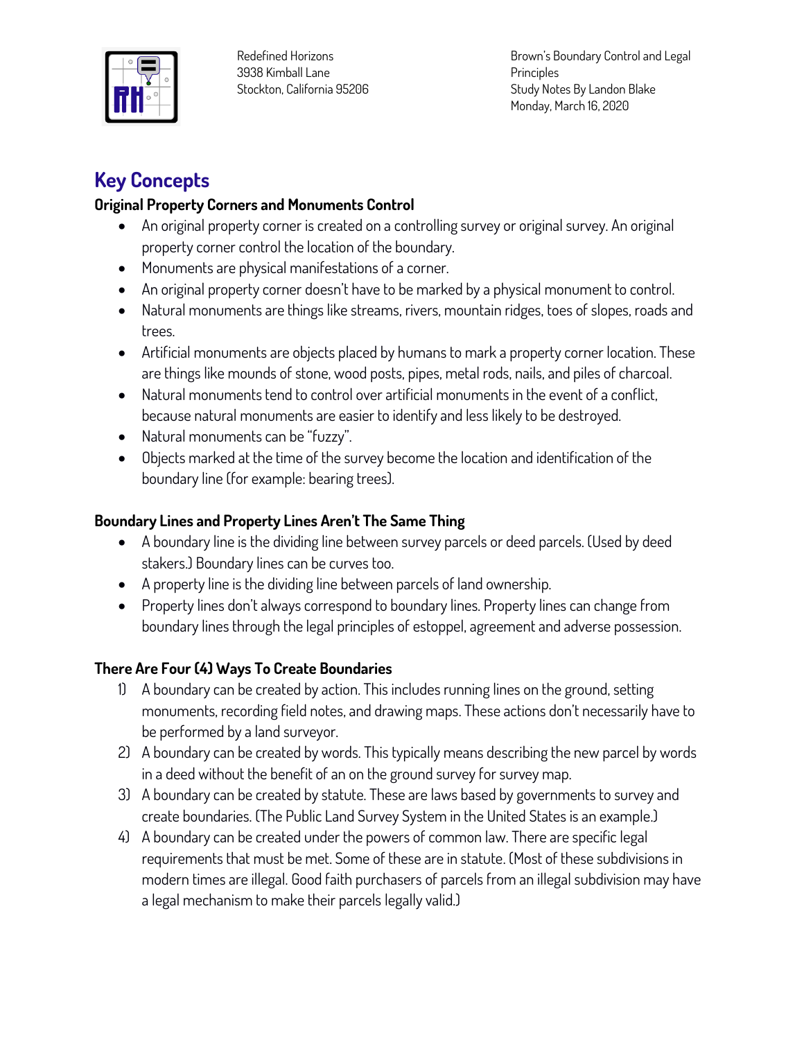## Key Concepts

### Original Property Corners and Monuments Control

- An original property corner is created on a controlling survey or original survey. An original property corner control the location of the boundary.
- Monuments are physical manifestations of a corner.
- An original property corner doesn't have to be marked by a physical monument to control.
- Natural monuments are things like streams, rivers, mountain ridges, toes of slopes, roads and trees.
- Artificial monuments are objects placed by humans to mark a property corner location. These are things like mounds of stone, wood posts, pipes, metal rods, nails, and piles of charcoal.
- Natural monuments tend to control over artificial monuments in the event of a conflict, because natural monuments are easier to identify and less likely to be destroyed.
- Natural monuments can be "fuzzy".
- Objects marked at the time of the survey become the location and identification of the boundary line (for example: bearing trees).

### Boundary Lines and Property Lines Aren't The Same Thing

- A boundary line is the dividing line between survey parcels or deed parcels. (Used by deed stakers.) Boundary lines can be curves too.
- A property line is the dividing line between parcels of land ownership.
- Property lines don't always correspond to boundary lines. Property lines can change from boundary lines through the legal principles of estoppel, agreement and adverse possession.

### There Are Four (4) Ways To Create Boundaries

1) A boundary can be created by action. This includes running lines on the ground, setting monuments, recording field notes, and drawing maps. These actions don't necessarily have to be performed by a land surveyor.
2) A boundary can be created by words. This typically means describing the new parcel by words in a deed without the benefit of an on the ground survey for survey map.
3) A boundary can be created by statute. These are laws based by governments to survey and create boundaries. (The Public Land Survey System in the United States is an example.)
4) A boundary can be created under the powers of common law. There are specific legal requirements that must be met. Some of these are in statute. (Most of these subdivisions in modern times are illegal. Good faith purchasers of parcels from an illegal subdivision may have a legal mechanism to make their parcels legally valid.)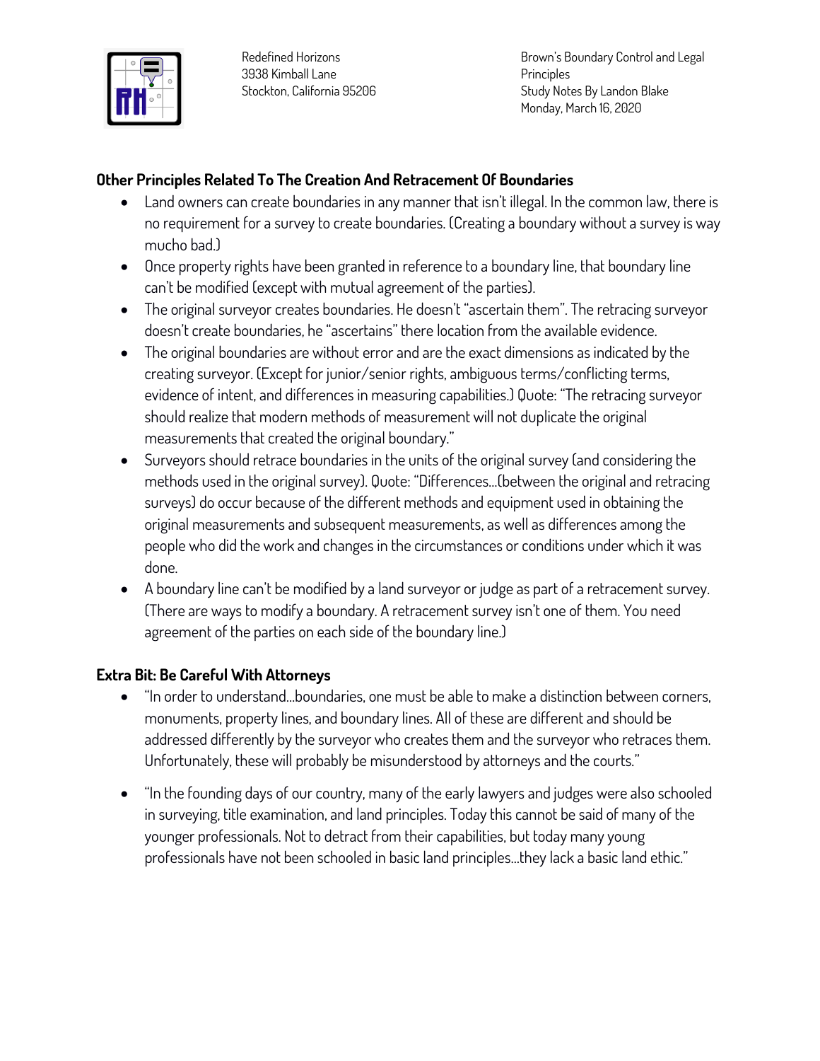## Other Principles Related To The Creation And Retracement Of Boundaries

- Land owners can create boundaries in any manner that isn't illegal. In the common law, there is no requirement for a survey to create boundaries. (Creating a boundary without a survey is way mucho bad.)
- Once property rights have been granted in reference to a boundary line, that boundary line can't be modified (except with mutual agreement of the parties).
- The original surveyor creates boundaries. He doesn't "ascertain them". The retracing surveyor doesn't create boundaries, he "ascertains" there location from the available evidence.
- The original boundaries are without error and are the exact dimensions as indicated by the creating surveyor. (Except for junior/senior rights, ambiguous terms/conflicting terms, evidence of intent, and differences in measuring capabilities.) Quote: "The retracing surveyor should realize that modern methods of measurement will not duplicate the original measurements that created the original boundary."
- Surveyors should retrace boundaries in the units of the original survey (and considering the methods used in the original survey). Quote: "Differences…(between the original and retracing surveys) do occur because of the different methods and equipment used in obtaining the original measurements and subsequent measurements, as well as differences among the people who did the work and changes in the circumstances or conditions under which it was done.
- A boundary line can't be modified by a land surveyor or judge as part of a retracement survey. (There are ways to modify a boundary. A retracement survey isn't one of them. You need agreement of the parties on each side of the boundary line.)

## Extra Bit: Be Careful With Attorneys

- "In order to understand…boundaries, one must be able to make a distinction between corners, monuments, property lines, and boundary lines. All of these are different and should be addressed differently by the surveyor who creates them and the surveyor who retraces them. Unfortunately, these will probably be misunderstood by attorneys and the courts."

- "In the founding days of our country, many of the early lawyers and judges were also schooled in surveying, title examination, and land principles. Today this cannot be said of many of the younger professionals. Not to detract from their capabilities, but today many young professionals have not been schooled in basic land principles…they lack a basic land ethic."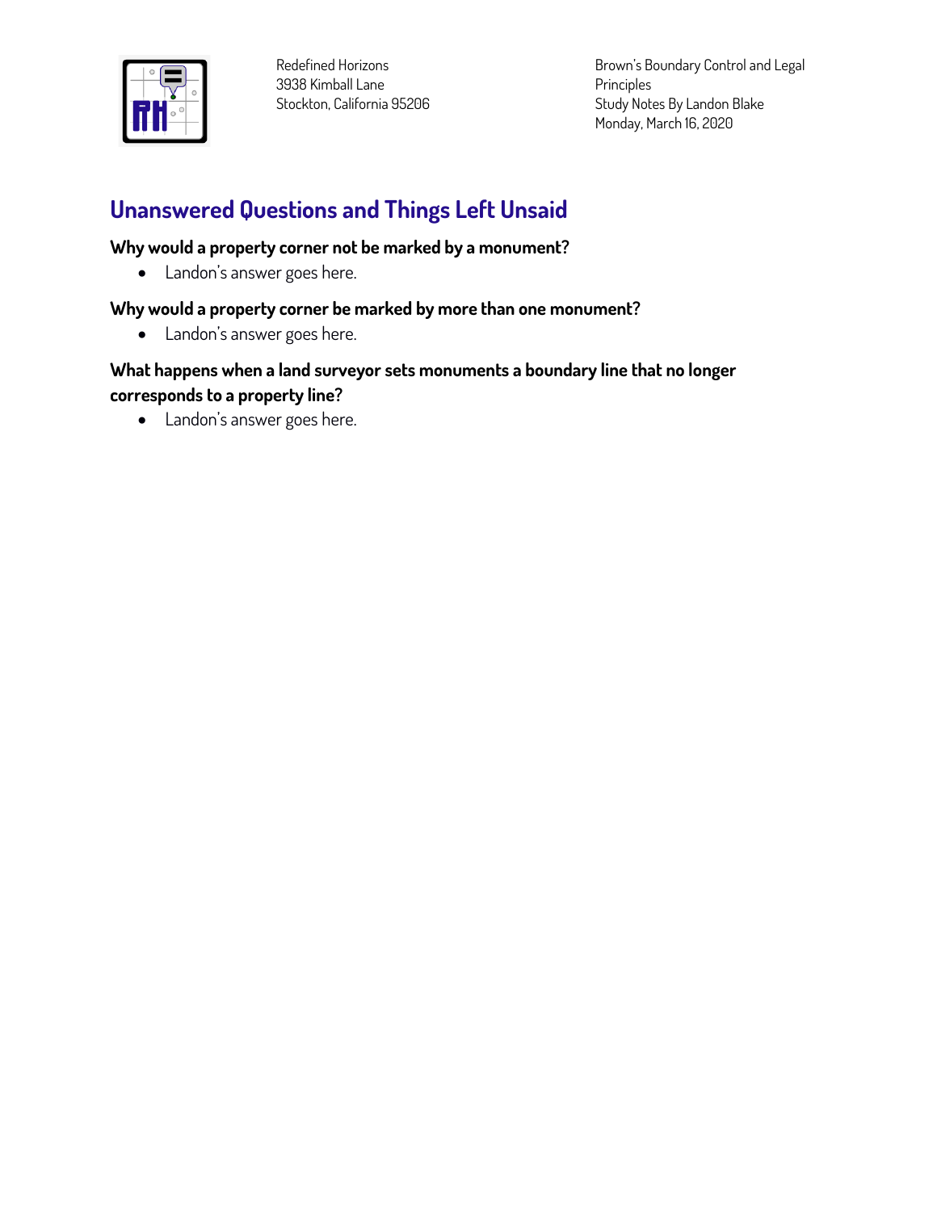## Unanswered Questions and Things Left Unsaid

**Why would a property corner not be marked by a monument?**

- Landon's answer goes here.

**Why would a property corner be marked by more than one monument?**

- Landon's answer goes here.

**What happens when a land surveyor sets monuments a boundary line that no longer corresponds to a property line?**

- Landon's answer goes here.